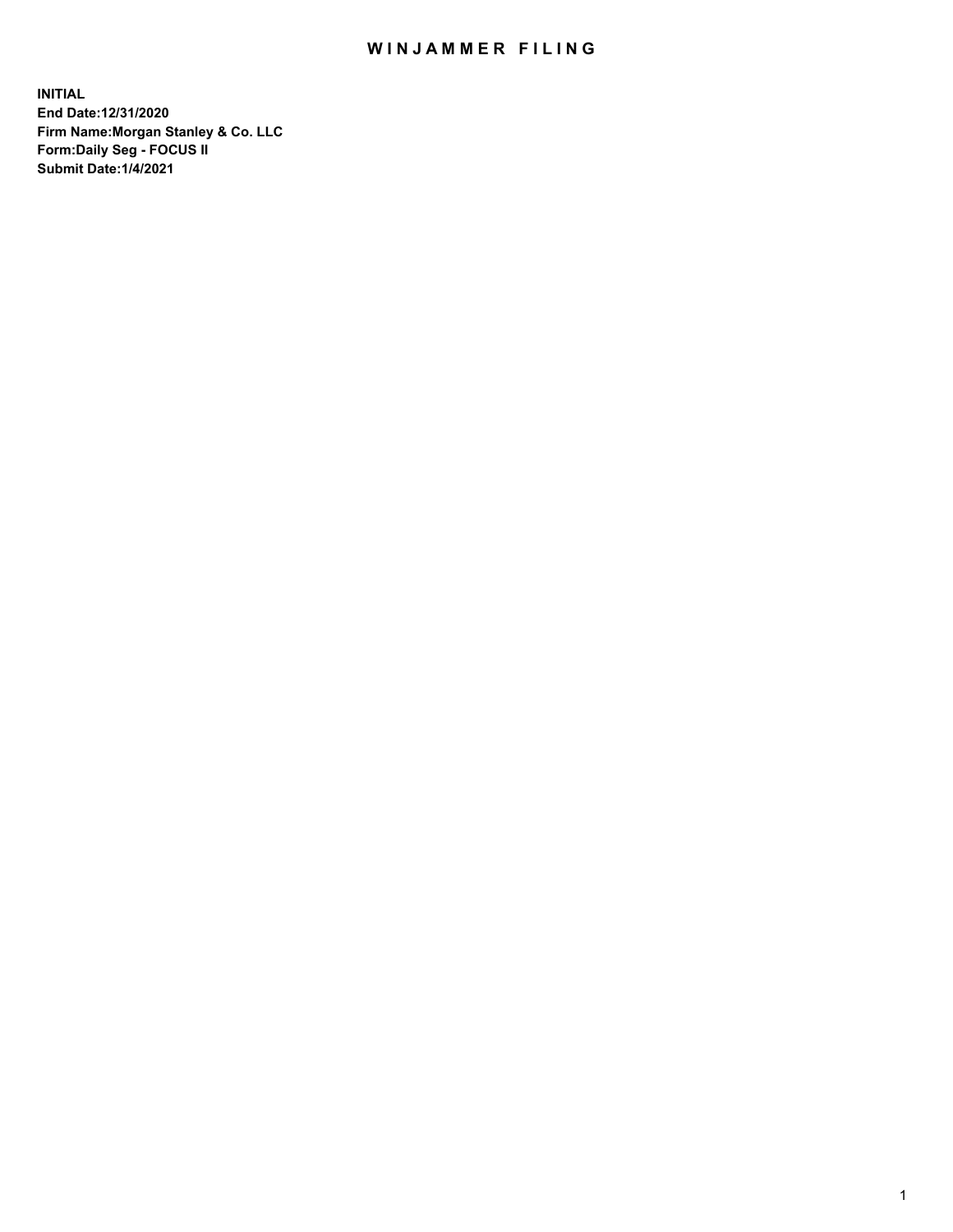# WINJAMMER FILING

**INITIAL**
**End Date:12/31/2020**
**Firm Name:Morgan Stanley & Co. LLC**
**Form:Daily Seg - FOCUS II**
**Submit Date:1/4/2021**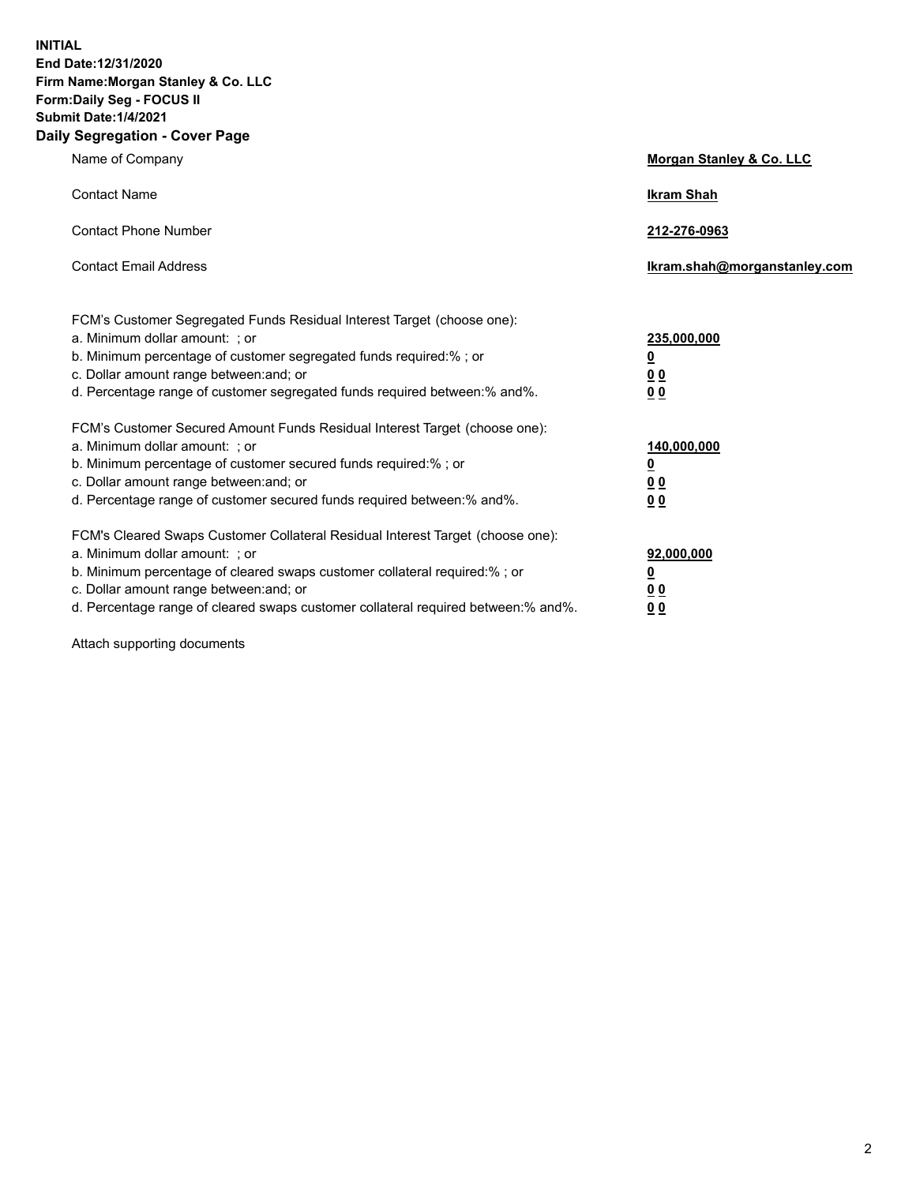**INITIAL**
**End Date:12/31/2020**
**Firm Name:Morgan Stanley & Co. LLC**
**Form:Daily Seg - FOCUS II**
**Submit Date:1/4/2021**

## Daily Segregation - Cover Page

| | |
|---|---|
| Name of Company | **Morgan Stanley & Co. LLC** |
| Contact Name | **Ikram Shah** |
| Contact Phone Number | **212-276-0963** |
| Contact Email Address | **Ikram.shah@morganstanley.com** |

| | |
|---|---|
| FCM's Customer Segregated Funds Residual Interest Target (choose one): | |
| a. Minimum dollar amount: ; or | **235,000,000** |
| b. Minimum percentage of customer segregated funds required:% ; or | **0** |
| c. Dollar amount range between:and; or | **0 0** |
| d. Percentage range of customer segregated funds required between:% and%. | **0 0** |
| FCM's Customer Secured Amount Funds Residual Interest Target (choose one): | |
| a. Minimum dollar amount: ; or | **140,000,000** |
| b. Minimum percentage of customer secured funds required:% ; or | **0** |
| c. Dollar amount range between:and; or | **0 0** |
| d. Percentage range of customer secured funds required between:% and%. | **0 0** |
| FCM's Cleared Swaps Customer Collateral Residual Interest Target (choose one): | |
| a. Minimum dollar amount: ; or | **92,000,000** |
| b. Minimum percentage of cleared swaps customer collateral required:% ; or | **0** |
| c. Dollar amount range between:and; or | **0 0** |
| d. Percentage range of cleared swaps customer collateral required between:% and%. | **0 0** |

Attach supporting documents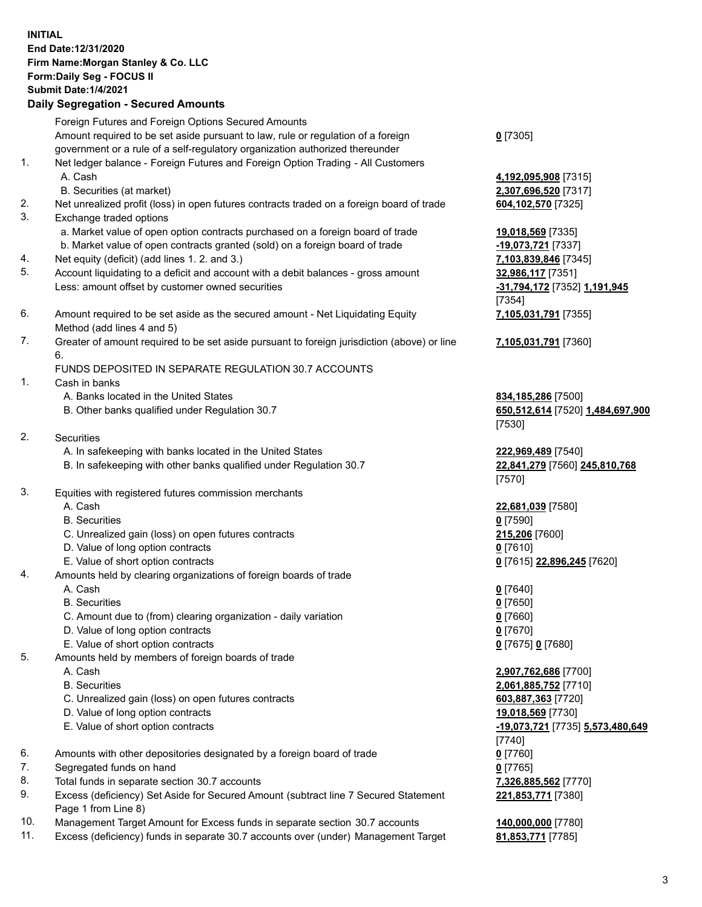**INITIAL**
**End Date:12/31/2020**
**Firm Name:Morgan Stanley & Co. LLC**
**Form:Daily Seg - FOCUS II**
**Submit Date:1/4/2021**

**Daily Segregation - Secured Amounts**

| | | |
|---|---|---|
| | Foreign Futures and Foreign Options Secured Amounts | |
| | Amount required to be set aside pursuant to law, rule or regulation of a foreign government or a rule of a self-regulatory organization authorized thereunder | **0** [7305] |
| 1. | Net ledger balance - Foreign Futures and Foreign Option Trading - All Customers | |
| | A. Cash | **4,192,095,908** [7315] |
| | B. Securities (at market) | **2,307,696,520** [7317] |
| 2. | Net unrealized profit (loss) in open futures contracts traded on a foreign board of trade | **604,102,570** [7325] |
| 3. | Exchange traded options | |
| | a. Market value of open option contracts purchased on a foreign board of trade | **19,018,569** [7335] |
| | b. Market value of open contracts granted (sold) on a foreign board of trade | **-19,073,721** [7337] |
| 4. | Net equity (deficit) (add lines 1. 2. and 3.) | **7,103,839,846** [7345] |
| 5. | Account liquidating to a deficit and account with a debit balances - gross amount | **32,986,117** [7351] |
| | Less: amount offset by customer owned securities | **-31,794,172** [7352] **1,191,945** [7354] |
| 6. | Amount required to be set aside as the secured amount - Net Liquidating Equity Method (add lines 4 and 5) | **7,105,031,791** [7355] |
| 7. | Greater of amount required to be set aside pursuant to foreign jurisdiction (above) or line 6. | **7,105,031,791** [7360] |
| | FUNDS DEPOSITED IN SEPARATE REGULATION 30.7 ACCOUNTS | |
| 1. | Cash in banks | |
| | A. Banks located in the United States | **834,185,286** [7500] |
| | B. Other banks qualified under Regulation 30.7 | **650,512,614** [7520] **1,484,697,900** [7530] |
| 2. | Securities | |
| | A. In safekeeping with banks located in the United States | **222,969,489** [7540] |
| | B. In safekeeping with other banks qualified under Regulation 30.7 | **22,841,279** [7560] **245,810,768** [7570] |
| 3. | Equities with registered futures commission merchants | |
| | A. Cash | **22,681,039** [7580] |
| | B. Securities | **0** [7590] |
| | C. Unrealized gain (loss) on open futures contracts | **215,206** [7600] |
| | D. Value of long option contracts | **0** [7610] |
| | E. Value of short option contracts | **0** [7615] **22,896,245** [7620] |
| 4. | Amounts held by clearing organizations of foreign boards of trade | |
| | A. Cash | **0** [7640] |
| | B. Securities | **0** [7650] |
| | C. Amount due to (from) clearing organization - daily variation | **0** [7660] |
| | D. Value of long option contracts | **0** [7670] |
| | E. Value of short option contracts | **0** [7675] **0** [7680] |
| 5. | Amounts held by members of foreign boards of trade | |
| | A. Cash | **2,907,762,686** [7700] |
| | B. Securities | **2,061,885,752** [7710] |
| | C. Unrealized gain (loss) on open futures contracts | **603,887,363** [7720] |
| | D. Value of long option contracts | **19,018,569** [7730] |
| | E. Value of short option contracts | **-19,073,721** [7735] **5,573,480,649** [7740] |
| 6. | Amounts with other depositories designated by a foreign board of trade | **0** [7760] |
| 7. | Segregated funds on hand | **0** [7765] |
| 8. | Total funds in separate section 30.7 accounts | **7,326,885,562** [7770] |
| 9. | Excess (deficiency) Set Aside for Secured Amount (subtract line 7 Secured Statement Page 1 from Line 8) | **221,853,771** [7380] |
| 10. | Management Target Amount for Excess funds in separate section 30.7 accounts | **140,000,000** [7780] |
| 11. | Excess (deficiency) funds in separate 30.7 accounts over (under) Management Target | **81,853,771** [7785] |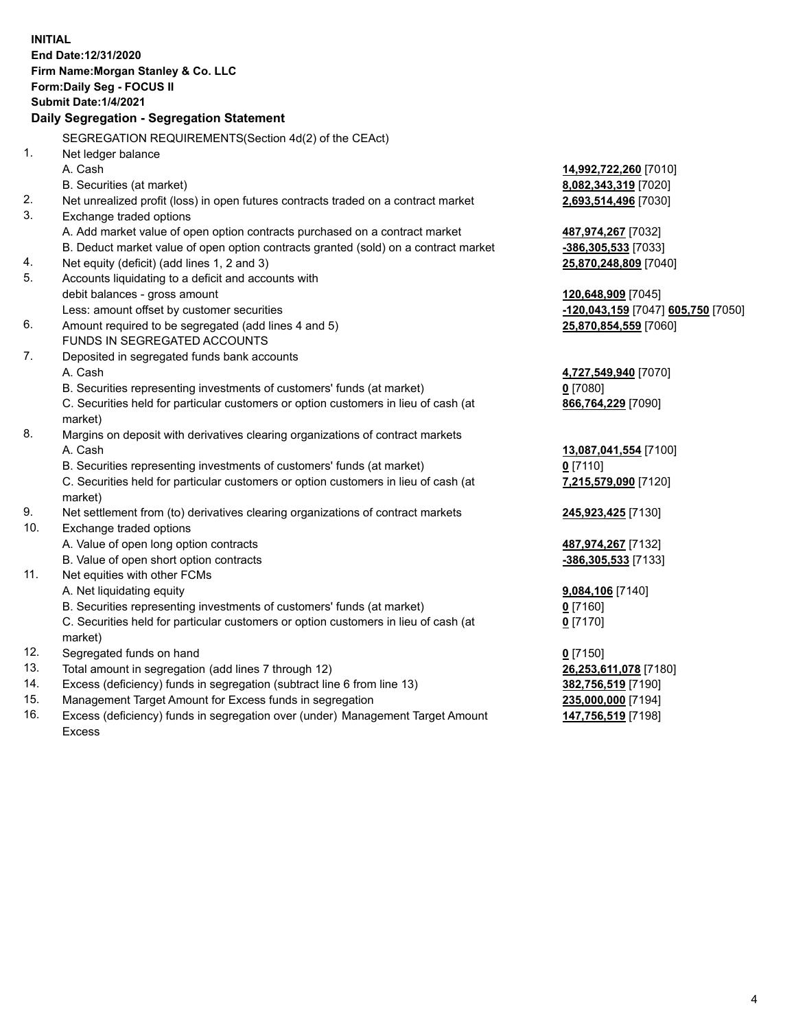**INITIAL**
**End Date:12/31/2020**
**Firm Name:Morgan Stanley & Co. LLC**
**Form:Daily Seg - FOCUS II**
**Submit Date:1/4/2021**

**Daily Segregation - Segregation Statement**

| | SEGREGATION REQUIREMENTS(Section 4d(2) of the CEAct) | |
|---|---|---|
| 1. | Net ledger balance | |
| | A. Cash | **14,992,722,260** [7010] |
| | B. Securities (at market) | **8,082,343,319** [7020] |
| 2. | Net unrealized profit (loss) in open futures contracts traded on a contract market | **2,693,514,496** [7030] |
| 3. | Exchange traded options | |
| | A. Add market value of open option contracts purchased on a contract market | **487,974,267** [7032] |
| | B. Deduct market value of open option contracts granted (sold) on a contract market | **-386,305,533** [7033] |
| 4. | Net equity (deficit) (add lines 1, 2 and 3) | **25,870,248,809** [7040] |
| 5. | Accounts liquidating to a deficit and accounts with | |
| | debit balances - gross amount | **120,648,909** [7045] |
| | Less: amount offset by customer securities | **-120,043,159** [7047] **605,750** [7050] |
| 6. | Amount required to be segregated (add lines 4 and 5) | **25,870,854,559** [7060] |
| | FUNDS IN SEGREGATED ACCOUNTS | |
| 7. | Deposited in segregated funds bank accounts | |
| | A. Cash | **4,727,549,940** [7070] |
| | B. Securities representing investments of customers' funds (at market) | **0** [7080] |
| | C. Securities held for particular customers or option customers in lieu of cash (at market) | **866,764,229** [7090] |
| 8. | Margins on deposit with derivatives clearing organizations of contract markets | |
| | A. Cash | **13,087,041,554** [7100] |
| | B. Securities representing investments of customers' funds (at market) | **0** [7110] |
| | C. Securities held for particular customers or option customers in lieu of cash (at market) | **7,215,579,090** [7120] |
| 9. | Net settlement from (to) derivatives clearing organizations of contract markets | **245,923,425** [7130] |
| 10. | Exchange traded options | |
| | A. Value of open long option contracts | **487,974,267** [7132] |
| | B. Value of open short option contracts | **-386,305,533** [7133] |
| 11. | Net equities with other FCMs | |
| | A. Net liquidating equity | **9,084,106** [7140] |
| | B. Securities representing investments of customers' funds (at market) | **0** [7160] |
| | C. Securities held for particular customers or option customers in lieu of cash (at market) | **0** [7170] |
| 12. | Segregated funds on hand | **0** [7150] |
| 13. | Total amount in segregation (add lines 7 through 12) | **26,253,611,078** [7180] |
| 14. | Excess (deficiency) funds in segregation (subtract line 6 from line 13) | **382,756,519** [7190] |
| 15. | Management Target Amount for Excess funds in segregation | **235,000,000** [7194] |
| 16. | Excess (deficiency) funds in segregation over (under) Management Target Amount Excess | **147,756,519** [7198] |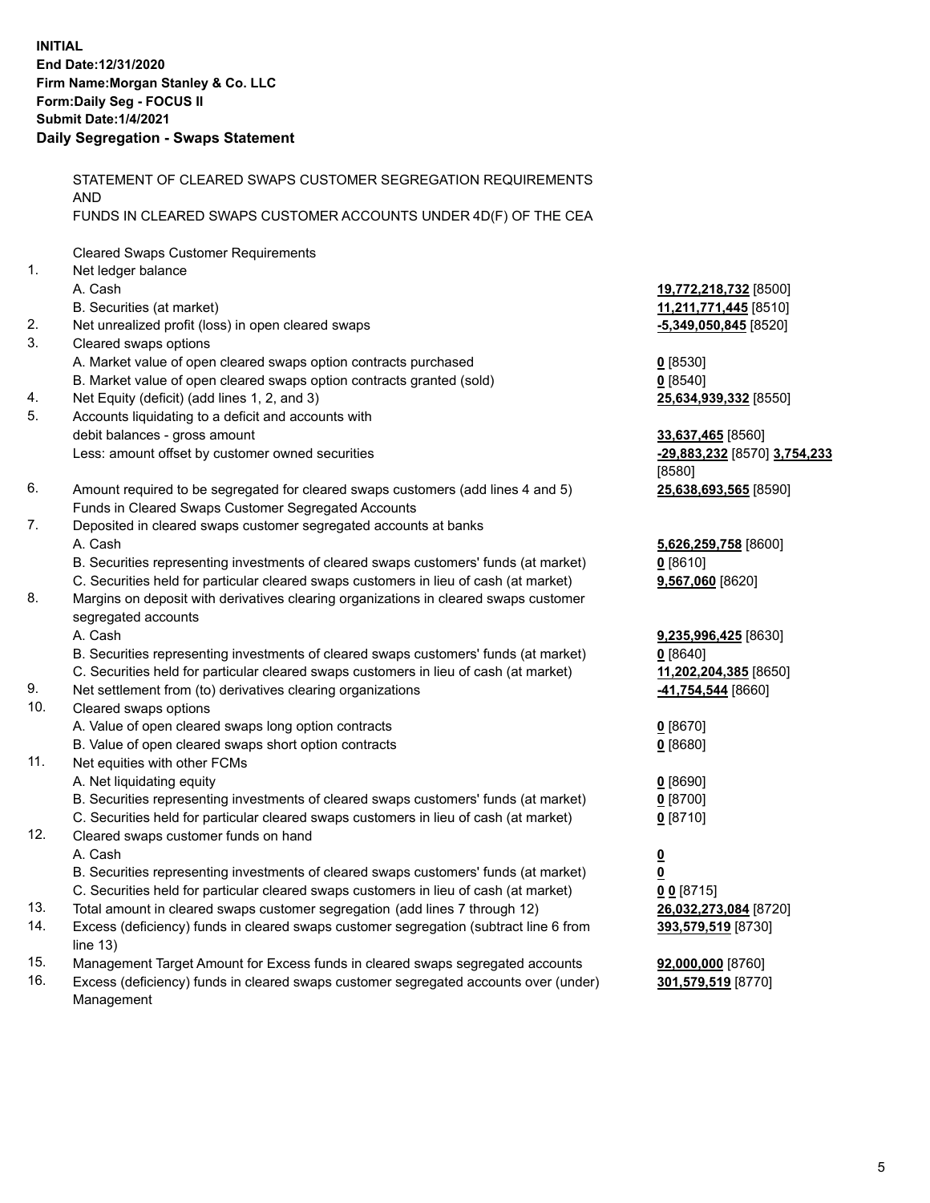**INITIAL**
**End Date:12/31/2020**
**Firm Name:Morgan Stanley & Co. LLC**
**Form:Daily Seg - FOCUS II**
**Submit Date:1/4/2021**
**Daily Segregation - Swaps Statement**

STATEMENT OF CLEARED SWAPS CUSTOMER SEGREGATION REQUIREMENTS AND FUNDS IN CLEARED SWAPS CUSTOMER ACCOUNTS UNDER 4D(F) OF THE CEA

| | | |
|---|---|---|
| | Cleared Swaps Customer Requirements | |
| 1. | Net ledger balance | |
| | A. Cash | **19,772,218,732** [8500] |
| | B. Securities (at market) | **11,211,771,445** [8510] |
| 2. | Net unrealized profit (loss) in open cleared swaps | **-5,349,050,845** [8520] |
| 3. | Cleared swaps options | |
| | A. Market value of open cleared swaps option contracts purchased | **0** [8530] |
| | B. Market value of open cleared swaps option contracts granted (sold) | **0** [8540] |
| 4. | Net Equity (deficit) (add lines 1, 2, and 3) | **25,634,939,332** [8550] |
| 5. | Accounts liquidating to a deficit and accounts with debit balances - gross amount | **33,637,465** [8560] |
| | Less: amount offset by customer owned securities | **-29,883,232** [8570] **3,754,233** [8580] |
| 6. | Amount required to be segregated for cleared swaps customers (add lines 4 and 5) | **25,638,693,565** [8590] |
| | Funds in Cleared Swaps Customer Segregated Accounts | |
| 7. | Deposited in cleared swaps customer segregated accounts at banks | |
| | A. Cash | **5,626,259,758** [8600] |
| | B. Securities representing investments of cleared swaps customers' funds (at market) | **0** [8610] |
| | C. Securities held for particular cleared swaps customers in lieu of cash (at market) | **9,567,060** [8620] |
| 8. | Margins on deposit with derivatives clearing organizations in cleared swaps customer segregated accounts | |
| | A. Cash | **9,235,996,425** [8630] |
| | B. Securities representing investments of cleared swaps customers' funds (at market) | **0** [8640] |
| | C. Securities held for particular cleared swaps customers in lieu of cash (at market) | **11,202,204,385** [8650] |
| 9. | Net settlement from (to) derivatives clearing organizations | **-41,754,544** [8660] |
| 10. | Cleared swaps options | |
| | A. Value of open cleared swaps long option contracts | **0** [8670] |
| | B. Value of open cleared swaps short option contracts | **0** [8680] |
| 11. | Net equities with other FCMs | |
| | A. Net liquidating equity | **0** [8690] |
| | B. Securities representing investments of cleared swaps customers' funds (at market) | **0** [8700] |
| | C. Securities held for particular cleared swaps customers in lieu of cash (at market) | **0** [8710] |
| 12. | Cleared swaps customer funds on hand | |
| | A. Cash | **0** |
| | B. Securities representing investments of cleared swaps customers' funds (at market) | **0** |
| | C. Securities held for particular cleared swaps customers in lieu of cash (at market) | **0** **0** [8715] |
| 13. | Total amount in cleared swaps customer segregation (add lines 7 through 12) | **26,032,273,084** [8720] |
| 14. | Excess (deficiency) funds in cleared swaps customer segregation (subtract line 6 from line 13) | **393,579,519** [8730] |
| 15. | Management Target Amount for Excess funds in cleared swaps segregated accounts | **92,000,000** [8760] |
| 16. | Excess (deficiency) funds in cleared swaps customer segregated accounts over (under) Management | **301,579,519** [8770] |